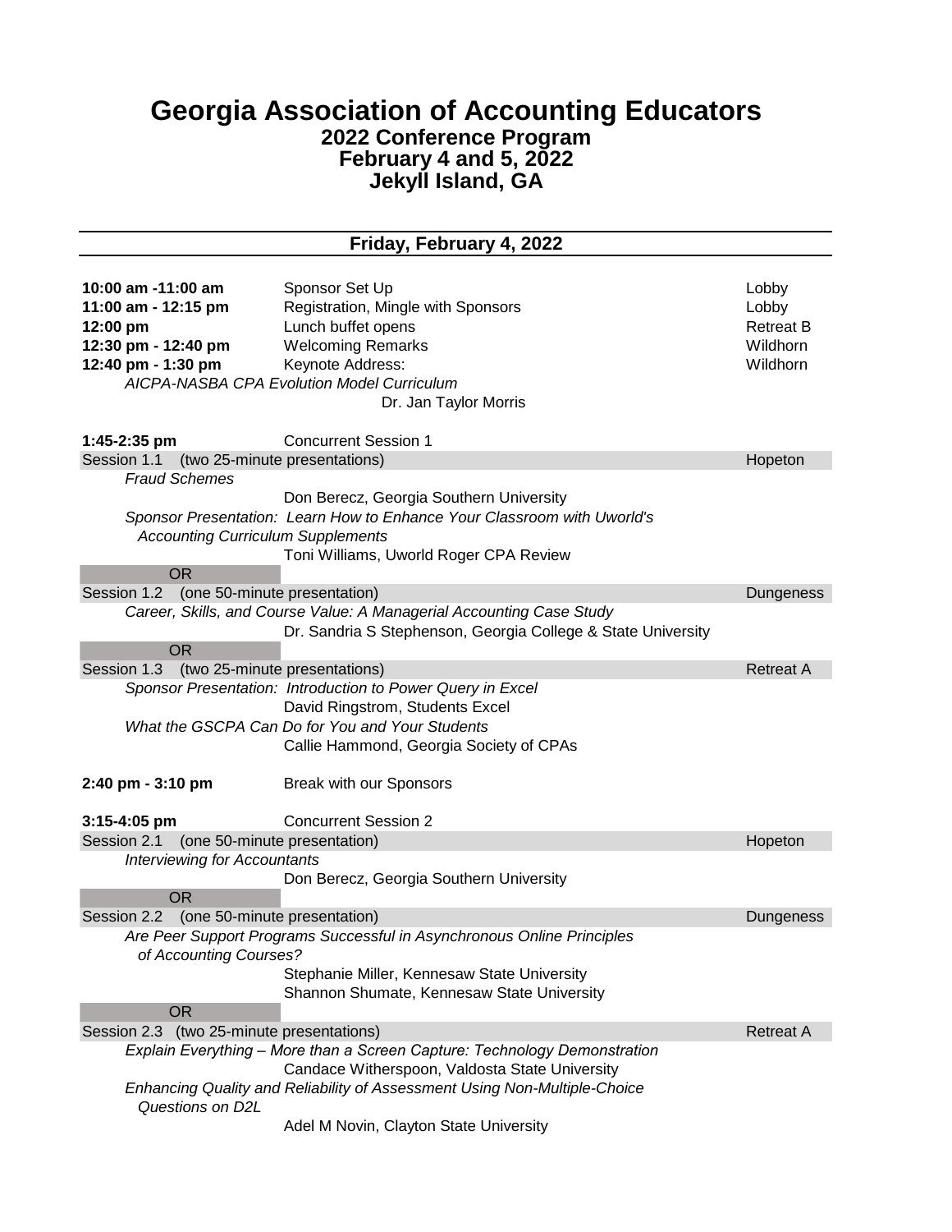# Georgia Association of Accounting Educators

## 2022 Conference Program
## February 4 and 5, 2022
## Jekyll Island, GA

---

## Friday, February 4, 2022

| Time | Event | Location |
|---|---|---|
| **10:00 am -11:00 am** | Sponsor Set Up | Lobby |
| **11:00 am - 12:15 pm** | Registration, Mingle with Sponsors | Lobby |
| **12:00 pm** | Lunch buffet opens | Retreat B |
| **12:30 pm - 12:40 pm** | Welcoming Remarks | Wildhorn |
| **12:40 pm - 1:30 pm** | Keynote Address: | Wildhorn |

*AICPA-NASBA CPA Evolution Model Curriculum*
Dr. Jan Taylor Morris

**1:45-2:35 pm** Concurrent Session 1

Session 1.1 (two 25-minute presentations) — Hopeton

*Fraud Schemes*
Don Berecz, Georgia Southern University

*Sponsor Presentation: Learn How to Enhance Your Classroom with Uworld's Accounting Curriculum Supplements*
Toni Williams, Uworld Roger CPA Review

OR

Session 1.2 (one 50-minute presentation) — Dungeness

*Career, Skills, and Course Value: A Managerial Accounting Case Study*
Dr. Sandria S Stephenson, Georgia College & State University

OR

Session 1.3 (two 25-minute presentations) — Retreat A

*Sponsor Presentation: Introduction to Power Query in Excel*
David Ringstrom, Students Excel

*What the GSCPA Can Do for You and Your Students*
Callie Hammond, Georgia Society of CPAs

**2:40 pm - 3:10 pm** Break with our Sponsors

**3:15-4:05 pm** Concurrent Session 2

Session 2.1 (one 50-minute presentation) — Hopeton

*Interviewing for Accountants*
Don Berecz, Georgia Southern University

OR

Session 2.2 (one 50-minute presentation) — Dungeness

*Are Peer Support Programs Successful in Asynchronous Online Principles of Accounting Courses?*
Stephanie Miller, Kennesaw State University
Shannon Shumate, Kennesaw State University

OR

Session 2.3 (two 25-minute presentations) — Retreat A

*Explain Everything – More than a Screen Capture: Technology Demonstration*
Candace Witherspoon, Valdosta State University

*Enhancing Quality and Reliability of Assessment Using Non-Multiple-Choice Questions on D2L*
Adel M Novin, Clayton State University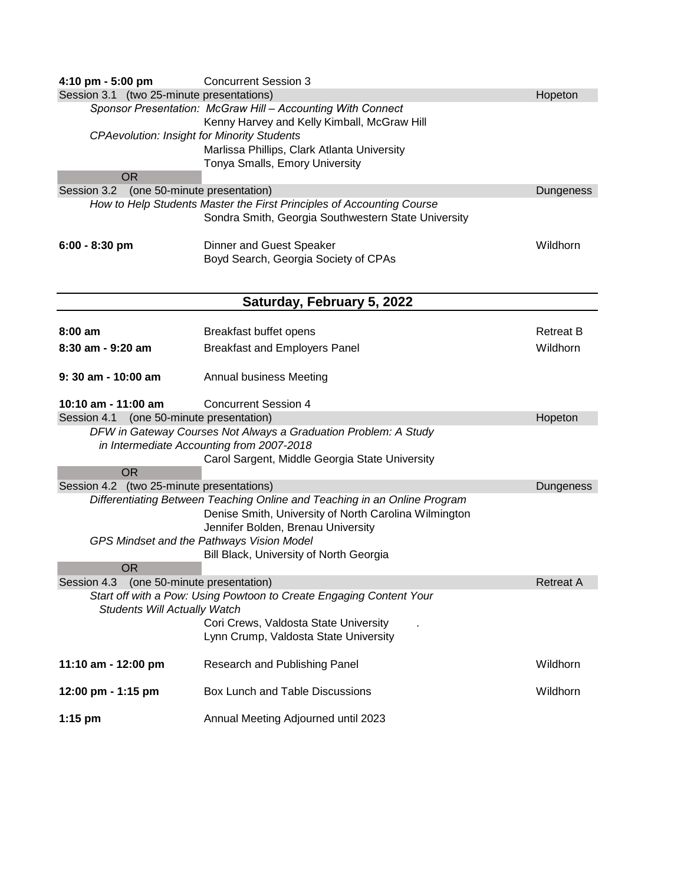**4:10 pm - 5:00 pm** Concurrent Session 3

Session 3.1 (two 25-minute presentations) — Hopeton

*Sponsor Presentation: McGraw Hill – Accounting With Connect*
Kenny Harvey and Kelly Kimball, McGraw Hill

*CPAevolution: Insight for Minority Students*
Marlissa Phillips, Clark Atlanta University
Tonya Smalls, Emory University

OR

Session 3.2 (one 50-minute presentation) — Dungeness

*How to Help Students Master the First Principles of Accounting Course*
Sondra Smith, Georgia Southwestern State University

**6:00 - 8:30 pm** Dinner and Guest Speaker — Wildhorn
Boyd Search, Georgia Society of CPAs

## Saturday, February 5, 2022

| | | |
|---|---|---|
| **8:00 am** | Breakfast buffet opens | Retreat B |
| **8:30 am - 9:20 am** | Breakfast and Employers Panel | Wildhorn |
| **9: 30 am - 10:00 am** | Annual business Meeting | |

**10:10 am - 11:00 am** Concurrent Session 4

Session 4.1 (one 50-minute presentation) — Hopeton

*DFW in Gateway Courses Not Always a Graduation Problem: A Study in Intermediate Accounting from 2007-2018*
Carol Sargent, Middle Georgia State University

OR

Session 4.2 (two 25-minute presentations) — Dungeness

*Differentiating Between Teaching Online and Teaching in an Online Program*
Denise Smith, University of North Carolina Wilmington
Jennifer Bolden, Brenau University

*GPS Mindset and the Pathways Vision Model*
Bill Black, University of North Georgia

OR

Session 4.3 (one 50-minute presentation) — Retreat A

*Start off with a Pow: Using Powtoon to Create Engaging Content Your Students Will Actually Watch*
Cori Crews, Valdosta State University .
Lynn Crump, Valdosta State University

| | | |
|---|---|---|
| **11:10 am - 12:00 pm** | Research and Publishing Panel | Wildhorn |
| **12:00 pm - 1:15 pm** | Box Lunch and Table Discussions | Wildhorn |
| **1:15 pm** | Annual Meeting Adjourned until 2023 | |